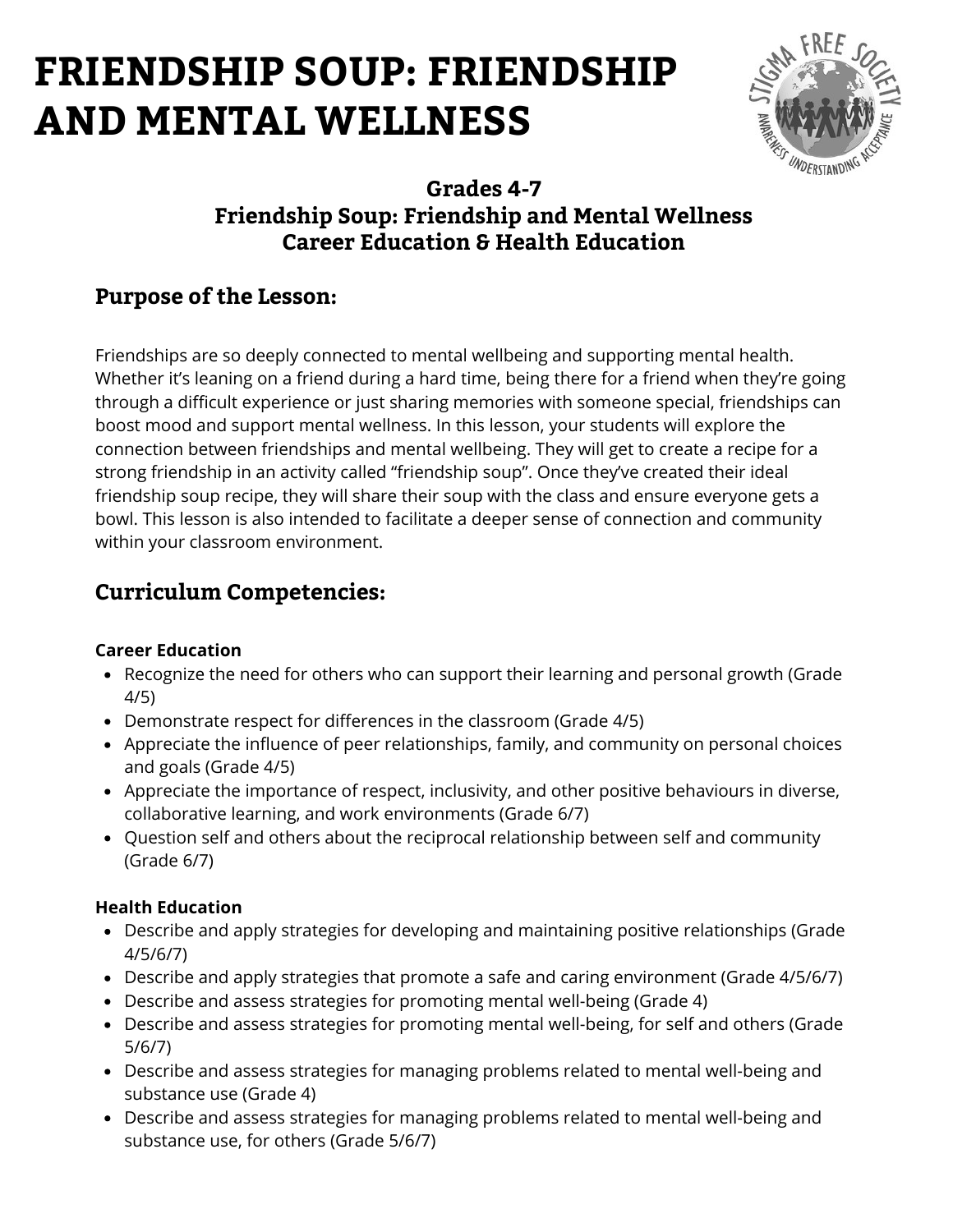# FRIENDSHIP SOUP: FRIENDSHIP AND MENTAL WELLNESS

### Grades 4-7
### Friendship Soup: Friendship and Mental Wellness
### Career Education & Health Education

## Purpose of the Lesson:

Friendships are so deeply connected to mental wellbeing and supporting mental health. Whether it's leaning on a friend during a hard time, being there for a friend when they're going through a difficult experience or just sharing memories with someone special, friendships can boost mood and support mental wellness. In this lesson, your students will explore the connection between friendships and mental wellbeing. They will get to create a recipe for a strong friendship in an activity called "friendship soup". Once they've created their ideal friendship soup recipe, they will share their soup with the class and ensure everyone gets a bowl. This lesson is also intended to facilitate a deeper sense of connection and community within your classroom environment.

## Curriculum Competencies:

**Career Education**

- Recognize the need for others who can support their learning and personal growth (Grade 4/5)
- Demonstrate respect for differences in the classroom (Grade 4/5)
- Appreciate the influence of peer relationships, family, and community on personal choices and goals (Grade 4/5)
- Appreciate the importance of respect, inclusivity, and other positive behaviours in diverse, collaborative learning, and work environments (Grade 6/7)
- Question self and others about the reciprocal relationship between self and community (Grade 6/7)

**Health Education**

- Describe and apply strategies for developing and maintaining positive relationships (Grade 4/5/6/7)
- Describe and apply strategies that promote a safe and caring environment (Grade 4/5/6/7)
- Describe and assess strategies for promoting mental well-being (Grade 4)
- Describe and assess strategies for promoting mental well-being, for self and others (Grade 5/6/7)
- Describe and assess strategies for managing problems related to mental well-being and substance use (Grade 4)
- Describe and assess strategies for managing problems related to mental well-being and substance use, for others (Grade 5/6/7)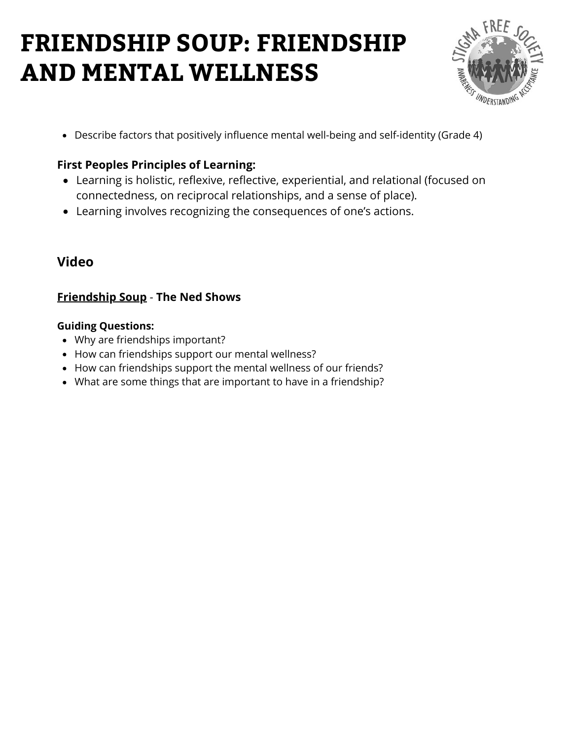# FRIENDSHIP SOUP: FRIENDSHIP AND MENTAL WELLNESS

- Describe factors that positively influence mental well-being and self-identity (Grade 4)

**First Peoples Principles of Learning:**

- Learning is holistic, reflexive, reflective, experiential, and relational (focused on connectedness, on reciprocal relationships, and a sense of place).
- Learning involves recognizing the consequences of one's actions.

## Video

**Friendship Soup** - **The Ned Shows**

**Guiding Questions:**

- Why are friendships important?
- How can friendships support our mental wellness?
- How can friendships support the mental wellness of our friends?
- What are some things that are important to have in a friendship?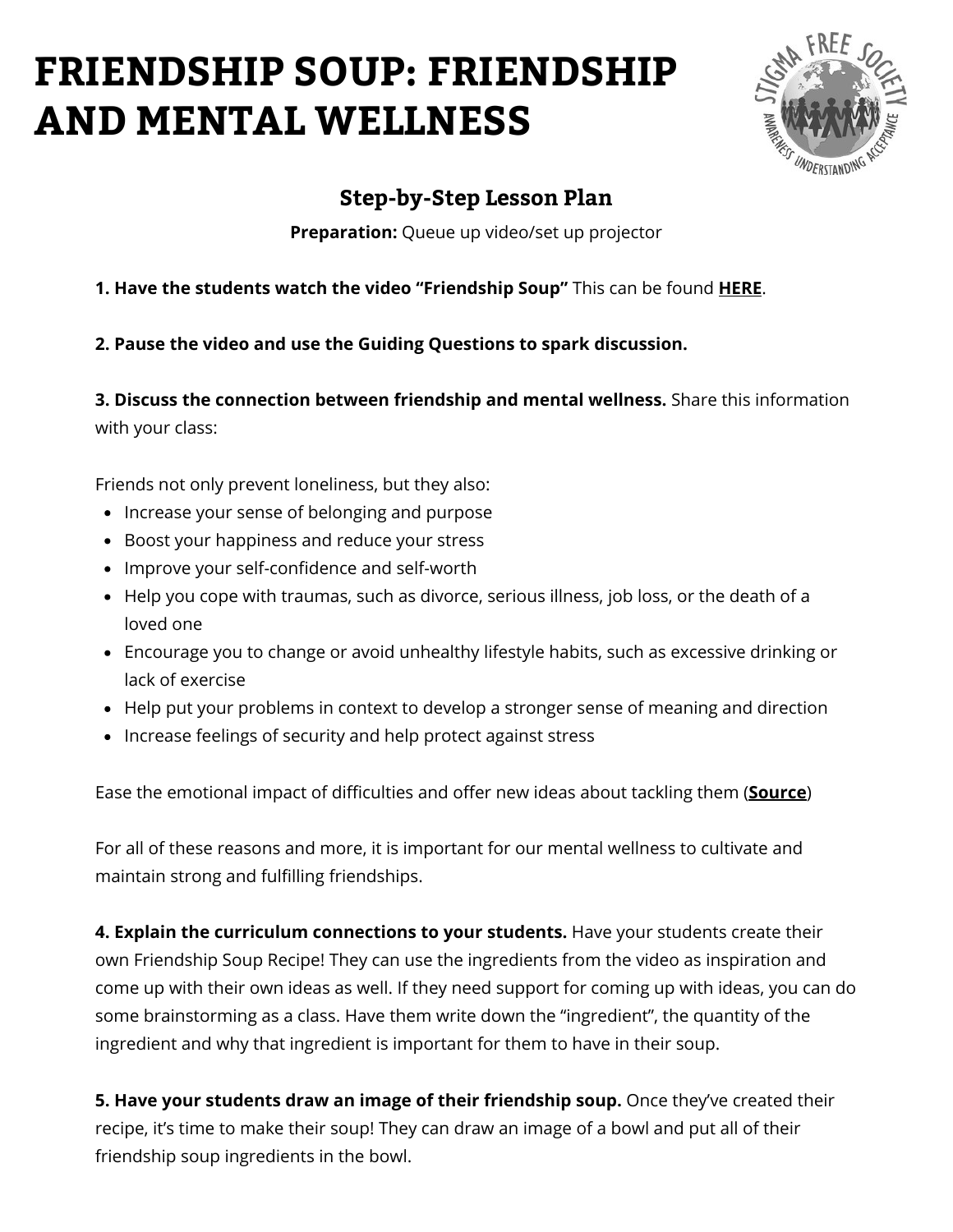# FRIENDSHIP SOUP: FRIENDSHIP AND MENTAL WELLNESS

## Step-by-Step Lesson Plan

**Preparation:** Queue up video/set up projector

**1. Have the students watch the video "Friendship Soup"** This can be found **HERE**.

**2. Pause the video and use the Guiding Questions to spark discussion.**

**3. Discuss the connection between friendship and mental wellness.** Share this information with your class:

Friends not only prevent loneliness, but they also:

- Increase your sense of belonging and purpose
- Boost your happiness and reduce your stress
- Improve your self-confidence and self-worth
- Help you cope with traumas, such as divorce, serious illness, job loss, or the death of a loved one
- Encourage you to change or avoid unhealthy lifestyle habits, such as excessive drinking or lack of exercise
- Help put your problems in context to develop a stronger sense of meaning and direction
- Increase feelings of security and help protect against stress

Ease the emotional impact of difficulties and offer new ideas about tackling them (**Source**)

For all of these reasons and more, it is important for our mental wellness to cultivate and maintain strong and fulfilling friendships.

**4. Explain the curriculum connections to your students.** Have your students create their own Friendship Soup Recipe! They can use the ingredients from the video as inspiration and come up with their own ideas as well. If they need support for coming up with ideas, you can do some brainstorming as a class. Have them write down the "ingredient", the quantity of the ingredient and why that ingredient is important for them to have in their soup.

**5. Have your students draw an image of their friendship soup.** Once they've created their recipe, it's time to make their soup! They can draw an image of a bowl and put all of their friendship soup ingredients in the bowl.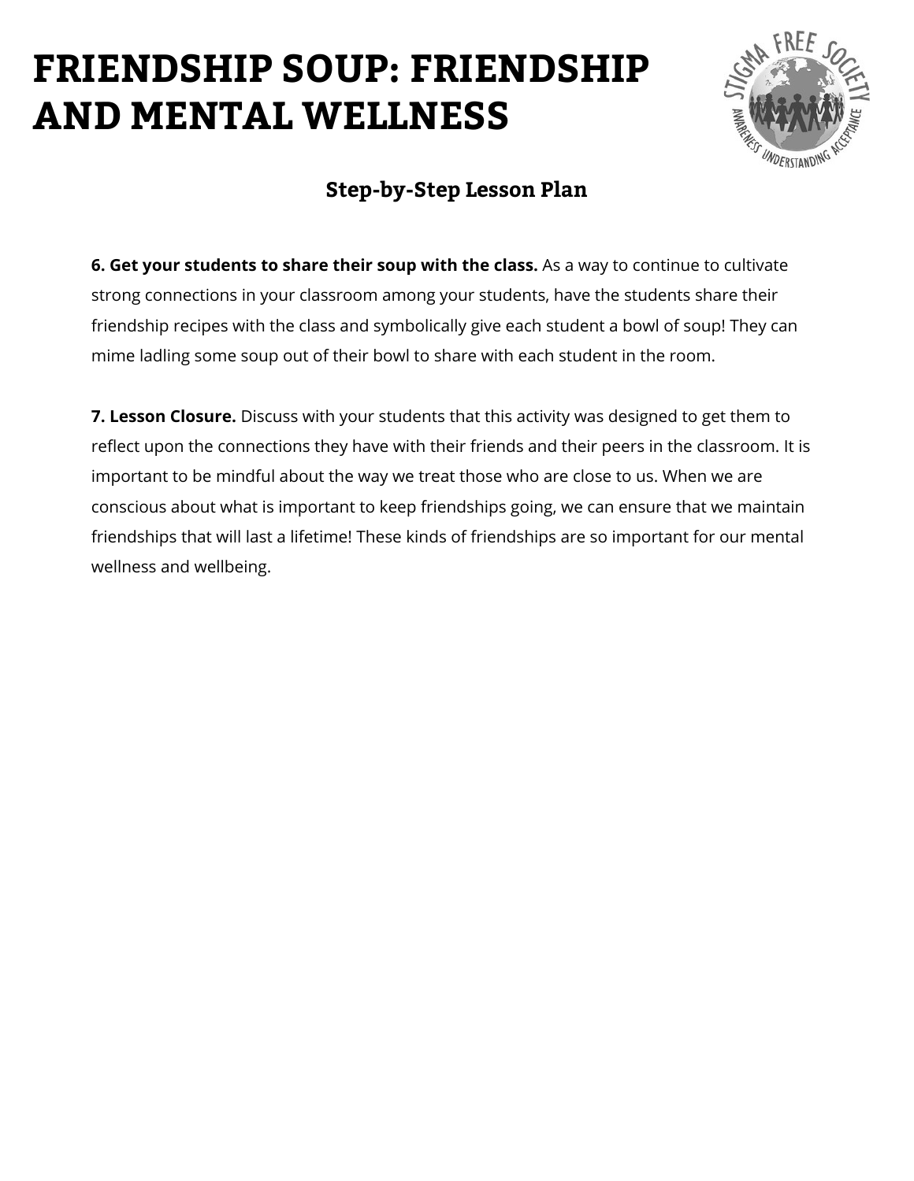## Step-by-Step Lesson Plan

**6. Get your students to share their soup with the class.** As a way to continue to cultivate strong connections in your classroom among your students, have the students share their friendship recipes with the class and symbolically give each student a bowl of soup! They can mime ladling some soup out of their bowl to share with each student in the room.

**7. Lesson Closure.** Discuss with your students that this activity was designed to get them to reflect upon the connections they have with their friends and their peers in the classroom. It is important to be mindful about the way we treat those who are close to us. When we are conscious about what is important to keep friendships going, we can ensure that we maintain friendships that will last a lifetime! These kinds of friendships are so important for our mental wellness and wellbeing.